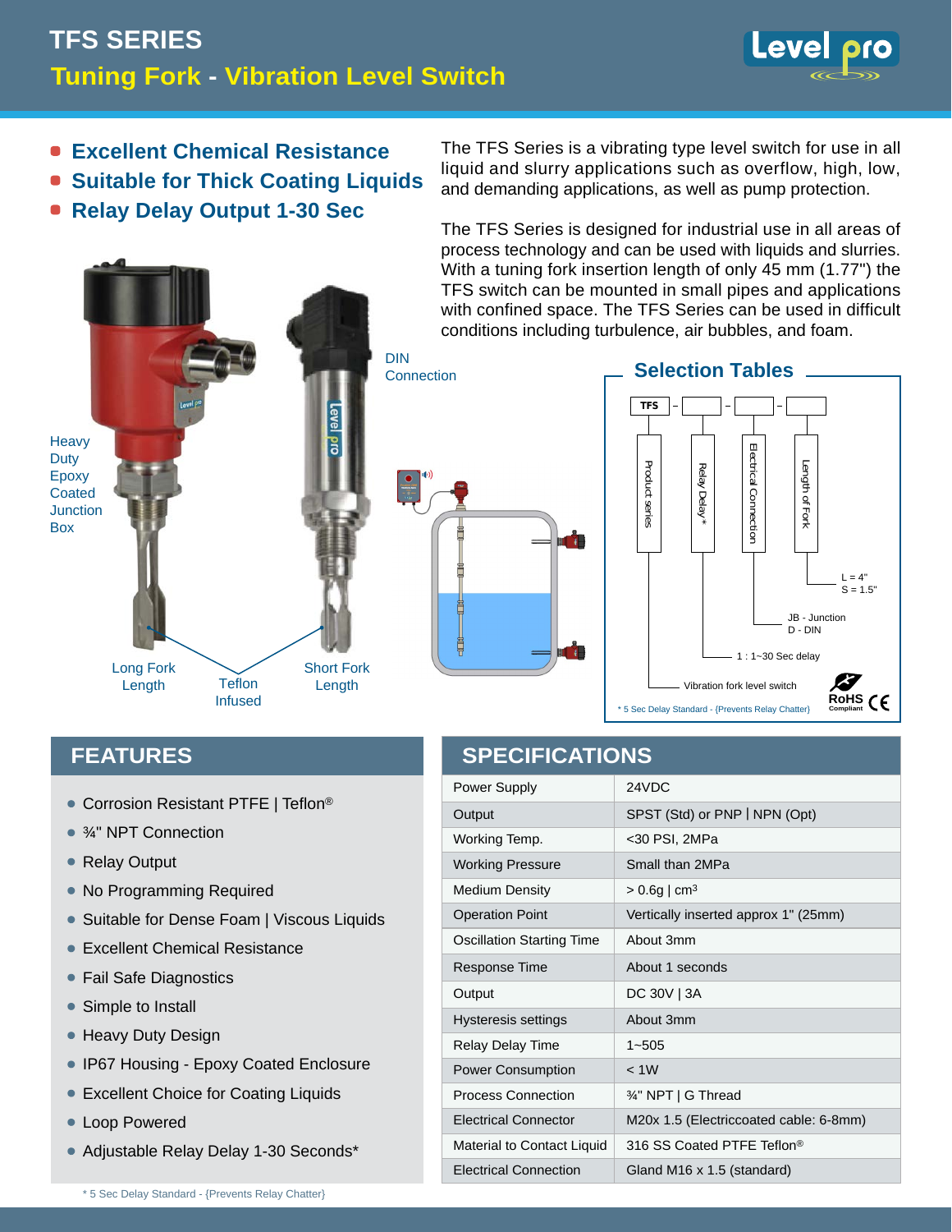# TFS SERIES

## Tuning Fork - Vibration Level Switch

- **Excellent Chemical Resistance**
- **Suitable for Thick Coating Liquids**
- **Relay Delay Output 1-30 Sec**

The TFS Series is a vibrating type level switch for use in all liquid and slurry applications such as overflow, high, low, and demanding applications, as well as pump protection.

The TFS Series is designed for industrial use in all areas of process technology and can be used with liquids and slurries. With a tuning fork insertion length of only 45 mm (1.77") the TFS switch can be mounted in small pipes and applications with confined space. The TFS Series can be used in difficult conditions including turbulence, air bubbles, and foam.

Heavy Duty Epoxy Coated Junction Box

DIN Connection

Long Fork Length

Teflon Infused

Short Fork Length

### Selection Tables

TFS - [ ] - [ ] - [ ]

- Product series: Vibration fork level switch
- Relay Delay*: 1 : 1~30 Sec delay
- Electrical Connection: JB - Junction; D - DIN
- Length of Fork: L = 4"; S = 1.5"

\* 5 Sec Delay Standard - {Prevents Relay Chatter}

RoHS Compliant CE

## FEATURES

- Corrosion Resistant PTFE | Teflon®
- ¾" NPT Connection
- Relay Output
- No Programming Required
- Suitable for Dense Foam | Viscous Liquids
- Excellent Chemical Resistance
- Fail Safe Diagnostics
- Simple to Install
- Heavy Duty Design
- IP67 Housing - Epoxy Coated Enclosure
- Excellent Choice for Coating Liquids
- Loop Powered
- Adjustable Relay Delay 1-30 Seconds*

\* 5 Sec Delay Standard - {Prevents Relay Chatter}

## SPECIFICATIONS

| | |
|---|---|
| Power Supply | 24VDC |
| Output | SPST (Std) or PNP \| NPN (Opt) |
| Working Temp. | <30 PSI, 2MPa |
| Working Pressure | Small than 2MPa |
| Medium Density | > 0.6g \| cm³ |
| Operation Point | Vertically inserted approx 1" (25mm) |
| Oscillation Starting Time | About 3mm |
| Response Time | About 1 seconds |
| Output | DC 30V \| 3A |
| Hysteresis settings | About 3mm |
| Relay Delay Time | 1~505 |
| Power Consumption | < 1W |
| Process Connection | ¾" NPT \| G Thread |
| Electrical Connector | M20x 1.5 (Electriccoated cable: 6-8mm) |
| Material to Contact Liquid | 316 SS Coated PTFE Teflon® |
| Electrical Connection | Gland M16 x 1.5 (standard) |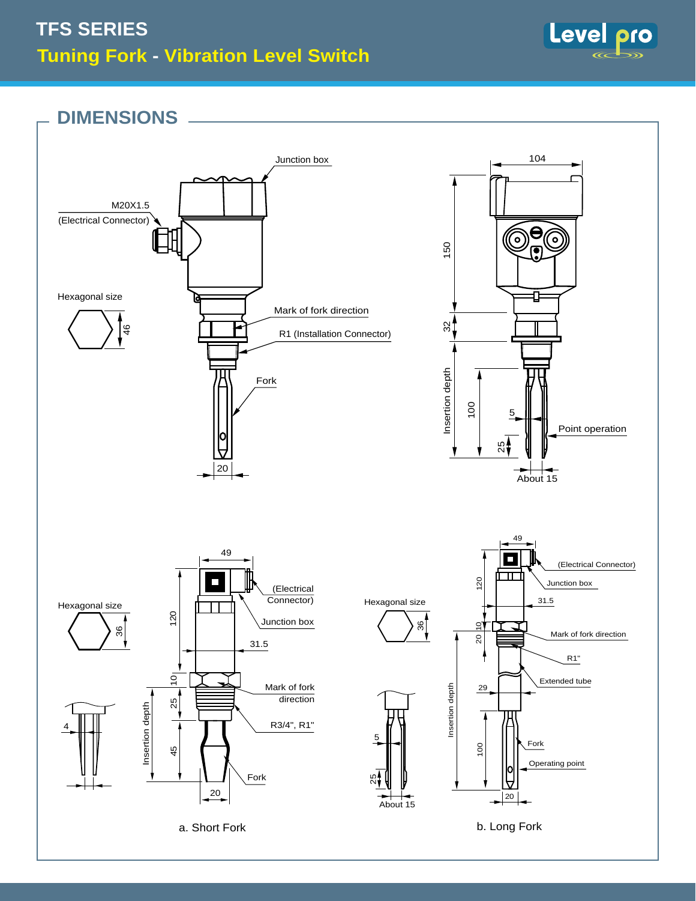# TFS SERIES

## Tuning Fork - Vibration Level Switch

## DIMENSIONS

Junction box

M20X1.5
(Electrical Connector)

Hexagonal size

46

Mark of fork direction

R1 (Installation Connector)

Fork

20

104

150

32

Insertion depth

100

5

Point operation

25

About 15

49

120

(Electrical Connector)

Junction box

31.5

Hexagonal size

36

10

25

Mark of fork direction

R3/4", R1"

Insertion depth

45

Fork

4

20

a. Short Fork

Hexagonal size

36

5

25

About 15

49

(Electrical Connector)

Junction box

120

31.5

10

20

Mark of fork direction

R1"

Extended tube

29

Insertion depth

100

Fork

Operating point

20

b. Long Fork